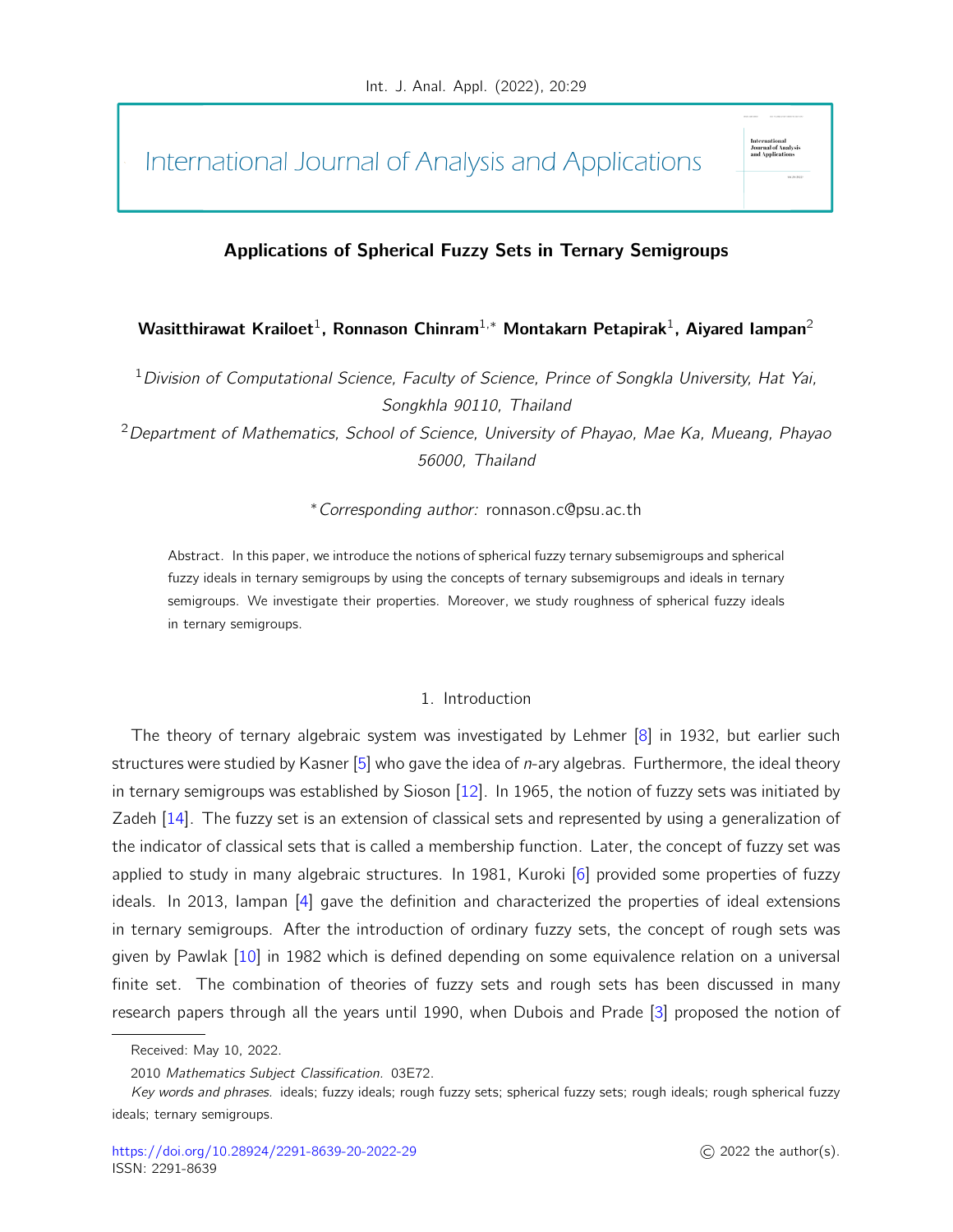# Applications of Spherical Fuzzy Sets in Ternary Semigroups

**Wasitthirawat Krailoet[1], Ronnason Chinram[1,∗] Montakarn Petapirak[1], Aiyared Iampan[2]**

[1] *Division of Computational Science, Faculty of Science, Prince of Songkla University, Hat Yai, Songkhla 90110, Thailand*

[2] *Department of Mathematics, School of Science, University of Phayao, Mae Ka, Mueang, Phayao 56000, Thailand*

∗ *Corresponding author:* ronnason.c@psu.ac.th

Abstract. In this paper, we introduce the notions of spherical fuzzy ternary subsemigroups and spherical fuzzy ideals in ternary semigroups by using the concepts of ternary subsemigroups and ideals in ternary semigroups. We investigate their properties. Moreover, we study roughness of spherical fuzzy ideals in ternary semigroups.

## 1. Introduction

The theory of ternary algebraic system was investigated by Lehmer [8] in 1932, but earlier such structures were studied by Kasner [5] who gave the idea of $n$-ary algebras. Furthermore, the ideal theory in ternary semigroups was established by Sioson [12]. In 1965, the notion of fuzzy sets was initiated by Zadeh [14]. The fuzzy set is an extension of classical sets and represented by using a generalization of the indicator of classical sets that is called a membership function. Later, the concept of fuzzy set was applied to study in many algebraic structures. In 1981, Kuroki [6] provided some properties of fuzzy ideals. In 2013, Iampan [4] gave the definition and characterized the properties of ideal extensions in ternary semigroups. After the introduction of ordinary fuzzy sets, the concept of rough sets was given by Pawlak [10] in 1982 which is defined depending on some equivalence relation on a universal finite set. The combination of theories of fuzzy sets and rough sets has been discussed in many research papers through all the years until 1990, when Dubois and Prade [3] proposed the notion of

Received: May 10, 2022.

2010 *Mathematics Subject Classification.* 03E72.

*Key words and phrases.* ideals; fuzzy ideals; rough fuzzy sets; spherical fuzzy sets; rough ideals; rough spherical fuzzy ideals; ternary semigroups.

https://doi.org/10.28924/2291-8639-20-2022-29

ISSN: 2291-8639

© 2022 the author(s).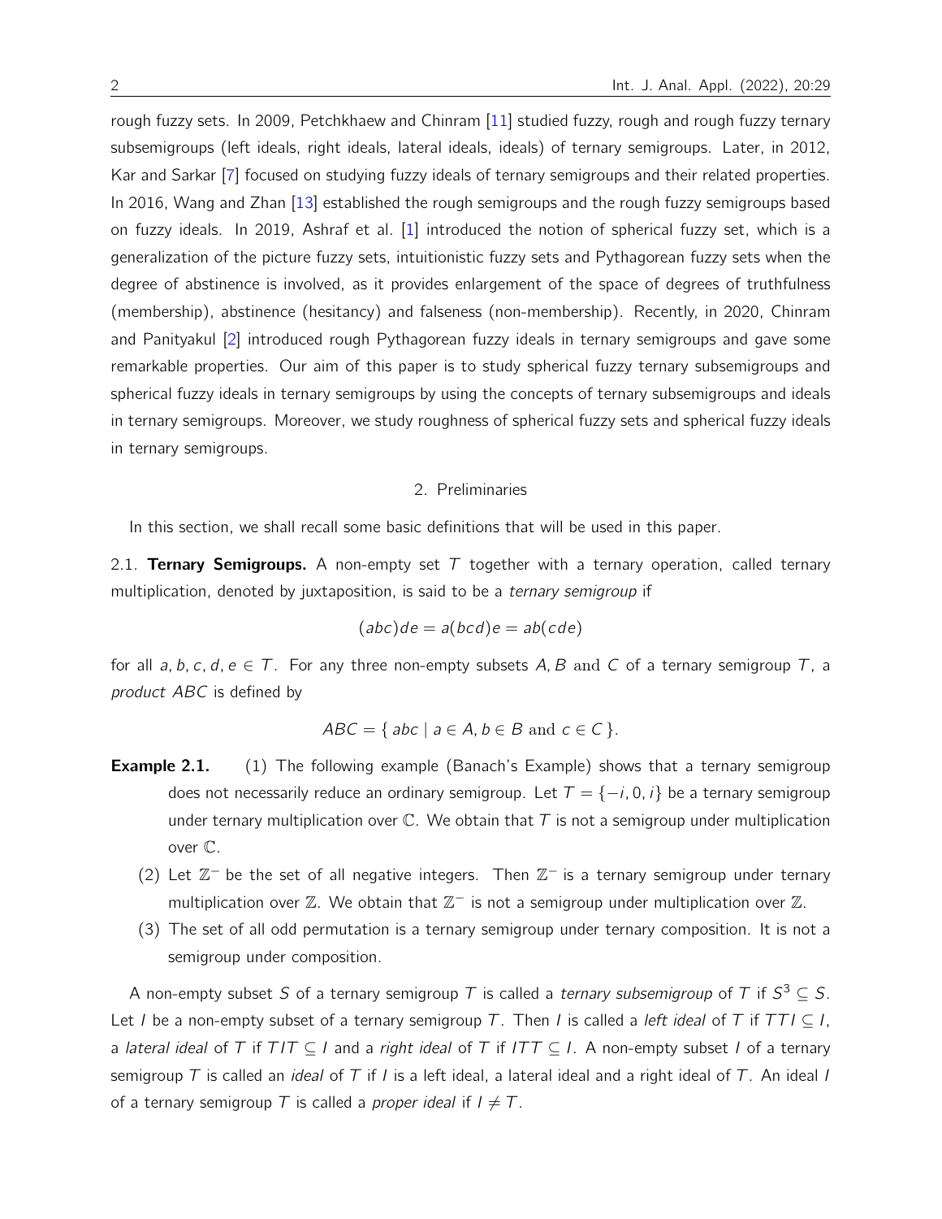rough fuzzy sets. In 2009, Petchkhaew and Chinram [11] studied fuzzy, rough and rough fuzzy ternary subsemigroups (left ideals, right ideals, lateral ideals, ideals) of ternary semigroups. Later, in 2012, Kar and Sarkar [7] focused on studying fuzzy ideals of ternary semigroups and their related properties. In 2016, Wang and Zhan [13] established the rough semigroups and the rough fuzzy semigroups based on fuzzy ideals. In 2019, Ashraf et al. [1] introduced the notion of spherical fuzzy set, which is a generalization of the picture fuzzy sets, intuitionistic fuzzy sets and Pythagorean fuzzy sets when the degree of abstinence is involved, as it provides enlargement of the space of degrees of truthfulness (membership), abstinence (hesitancy) and falseness (non-membership). Recently, in 2020, Chinram and Panityakul [2] introduced rough Pythagorean fuzzy ideals in ternary semigroups and gave some remarkable properties. Our aim of this paper is to study spherical fuzzy ternary subsemigroups and spherical fuzzy ideals in ternary semigroups by using the concepts of ternary subsemigroups and ideals in ternary semigroups. Moreover, we study roughness of spherical fuzzy sets and spherical fuzzy ideals in ternary semigroups.

## 2. Preliminaries

In this section, we shall recall some basic definitions that will be used in this paper.

2.1. **Ternary Semigroups.** A non-empty set $T$ together with a ternary operation, called ternary multiplication, denoted by juxtaposition, is said to be a *ternary semigroup* if

$$(abc)de = a(bcd)e = ab(cde)$$

for all $a, b, c, d, e \in T$. For any three non-empty subsets $A, B$ and $C$ of a ternary semigroup $T$, a *product* $ABC$ is defined by

$$ABC = \{ abc \mid a \in A, b \in B \text{ and } c \in C \}.$$

**Example 2.1.** (1) The following example (Banach's Example) shows that a ternary semigroup does not necessarily reduce an ordinary semigroup. Let $T = \{-i, 0, i\}$ be a ternary semigroup under ternary multiplication over $\mathbb{C}$. We obtain that $T$ is not a semigroup under multiplication over $\mathbb{C}$.

(2) Let $\mathbb{Z}^-$ be the set of all negative integers. Then $\mathbb{Z}^-$ is a ternary semigroup under ternary multiplication over $\mathbb{Z}$. We obtain that $\mathbb{Z}^-$ is not a semigroup under multiplication over $\mathbb{Z}$.

(3) The set of all odd permutation is a ternary semigroup under ternary composition. It is not a semigroup under composition.

A non-empty subset $S$ of a ternary semigroup $T$ is called a *ternary subsemigroup* of $T$ if $S^3 \subseteq S$. Let $I$ be a non-empty subset of a ternary semigroup $T$. Then $I$ is called a *left ideal* of $T$ if $TTI \subseteq I$, a *lateral ideal* of $T$ if $TIT \subseteq I$ and a *right ideal* of $T$ if $ITT \subseteq I$. A non-empty subset $I$ of a ternary semigroup $T$ is called an *ideal* of $T$ if $I$ is a left ideal, a lateral ideal and a right ideal of $T$. An ideal $I$ of a ternary semigroup $T$ is called a *proper ideal* if $I \neq T$.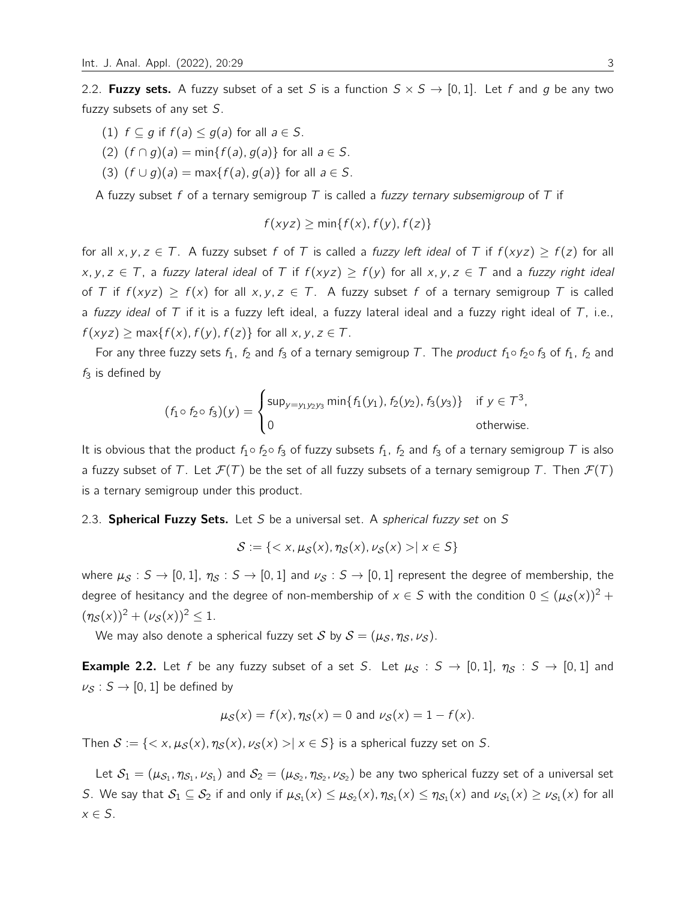2.2. **Fuzzy sets.** A fuzzy subset of a set $S$ is a function $S \times S \to [0,1]$. Let $f$ and $g$ be any two fuzzy subsets of any set $S$.

(1) $f \subseteq g$ if $f(a) \leq g(a)$ for all $a \in S$.

(2) $(f \cap g)(a) = \min\{f(a), g(a)\}$ for all $a \in S$.

(3) $(f \cup g)(a) = \max\{f(a), g(a)\}$ for all $a \in S$.

A fuzzy subset $f$ of a ternary semigroup $T$ is called a *fuzzy ternary subsemigroup* of $T$ if

$$f(xyz) \geq \min\{f(x), f(y), f(z)\}$$

for all $x, y, z \in T$. A fuzzy subset $f$ of $T$ is called a *fuzzy left ideal* of $T$ if $f(xyz) \geq f(z)$ for all $x, y, z \in T$, a *fuzzy lateral ideal* of $T$ if $f(xyz) \geq f(y)$ for all $x, y, z \in T$ and a *fuzzy right ideal* of $T$ if $f(xyz) \geq f(x)$ for all $x, y, z \in T$. A fuzzy subset $f$ of a ternary semigroup $T$ is called a *fuzzy ideal* of $T$ if it is a fuzzy left ideal, a fuzzy lateral ideal and a fuzzy right ideal of $T$, i.e., $f(xyz) \geq \max\{f(x), f(y), f(z)\}$ for all $x, y, z \in T$.

For any three fuzzy sets $f_1$, $f_2$ and $f_3$ of a ternary semigroup $T$. The *product* $f_1 \circ f_2 \circ f_3$ of $f_1$, $f_2$ and $f_3$ is defined by

$$(f_1 \circ f_2 \circ f_3)(y) = \begin{cases} \sup_{y = y_1 y_2 y_3} \min\{f_1(y_1), f_2(y_2), f_3(y_3)\} & \text{if } y \in T^3, \\ 0 & \text{otherwise.} \end{cases}$$

It is obvious that the product $f_1 \circ f_2 \circ f_3$ of fuzzy subsets $f_1$, $f_2$ and $f_3$ of a ternary semigroup $T$ is also a fuzzy subset of $T$. Let $\mathcal{F}(T)$ be the set of all fuzzy subsets of a ternary semigroup $T$. Then $\mathcal{F}(T)$ is a ternary semigroup under this product.

2.3. **Spherical Fuzzy Sets.** Let $S$ be a universal set. A *spherical fuzzy set* on $S$

$$\mathcal{S} := \{< x, \mu_{\mathcal{S}}(x), \eta_{\mathcal{S}}(x), \nu_{\mathcal{S}}(x) > | \ x \in S\}$$

where $\mu_{\mathcal{S}} : S \to [0,1]$, $\eta_{\mathcal{S}} : S \to [0,1]$ and $\nu_{\mathcal{S}} : S \to [0,1]$ represent the degree of membership, the degree of hesitancy and the degree of non-membership of $x \in S$ with the condition $0 \leq (\mu_{\mathcal{S}}(x))^2 + (\eta_{\mathcal{S}}(x))^2 + (\nu_{\mathcal{S}}(x))^2 \leq 1$.

We may also denote a spherical fuzzy set $\mathcal{S}$ by $\mathcal{S} = (\mu_{\mathcal{S}}, \eta_{\mathcal{S}}, \nu_{\mathcal{S}})$.

**Example 2.2.** Let $f$ be any fuzzy subset of a set $S$. Let $\mu_{\mathcal{S}} : S \to [0,1]$, $\eta_{\mathcal{S}} : S \to [0,1]$ and $\nu_{\mathcal{S}} : S \to [0,1]$ be defined by

$$\mu_{\mathcal{S}}(x) = f(x), \eta_{\mathcal{S}}(x) = 0 \text{ and } \nu_{\mathcal{S}}(x) = 1 - f(x).$$

Then $\mathcal{S} := \{< x, \mu_{\mathcal{S}}(x), \eta_{\mathcal{S}}(x), \nu_{\mathcal{S}}(x) > | \ x \in S\}$ is a spherical fuzzy set on $S$.

Let $\mathcal{S}_1 = (\mu_{\mathcal{S}_1}, \eta_{\mathcal{S}_1}, \nu_{\mathcal{S}_1})$ and $\mathcal{S}_2 = (\mu_{\mathcal{S}_2}, \eta_{\mathcal{S}_2}, \nu_{\mathcal{S}_2})$ be any two spherical fuzzy set of a universal set $S$. We say that $\mathcal{S}_1 \subseteq \mathcal{S}_2$ if and only if $\mu_{\mathcal{S}_1}(x) \leq \mu_{\mathcal{S}_2}(x)$, $\eta_{\mathcal{S}_1}(x) \leq \eta_{\mathcal{S}_1}(x)$ and $\nu_{\mathcal{S}_1}(x) \geq \nu_{\mathcal{S}_1}(x)$ for all $x \in S$.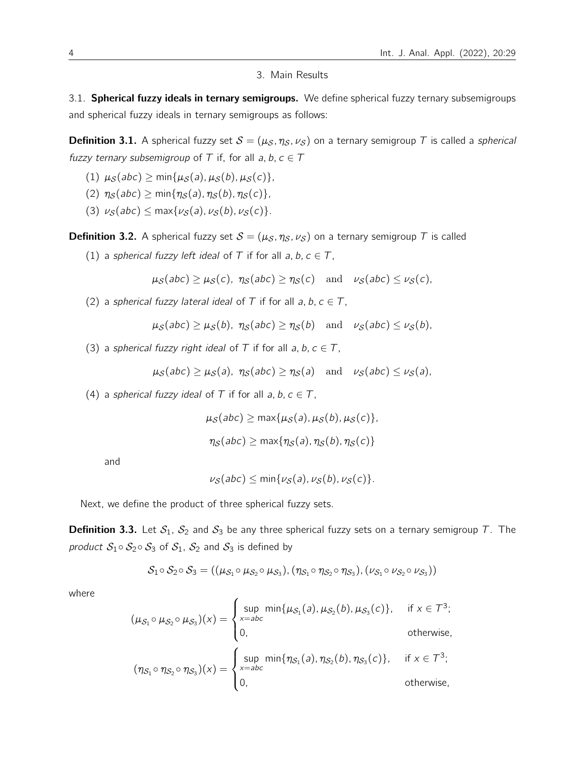## 3. Main Results

### 3.1. Spherical fuzzy ideals in ternary semigroups.

We define spherical fuzzy ternary subsemigroups and spherical fuzzy ideals in ternary semigroups as follows:

**Definition 3.1.** A spherical fuzzy set $\mathcal{S} = (\mu_{\mathcal{S}}, \eta_{\mathcal{S}}, \nu_{\mathcal{S}})$ on a ternary semigroup $T$ is called a *spherical fuzzy ternary subsemigroup* of $T$ if, for all $a, b, c \in T$

(1) $\mu_{\mathcal{S}}(abc) \geq \min\{\mu_{\mathcal{S}}(a), \mu_{\mathcal{S}}(b), \mu_{\mathcal{S}}(c)\}$,

(2) $\eta_{\mathcal{S}}(abc) \geq \min\{\eta_{\mathcal{S}}(a), \eta_{\mathcal{S}}(b), \eta_{\mathcal{S}}(c)\}$,

(3) $\nu_{\mathcal{S}}(abc) \leq \max\{\nu_{\mathcal{S}}(a), \nu_{\mathcal{S}}(b), \nu_{\mathcal{S}}(c)\}$.

**Definition 3.2.** A spherical fuzzy set $\mathcal{S} = (\mu_{\mathcal{S}}, \eta_{\mathcal{S}}, \nu_{\mathcal{S}})$ on a ternary semigroup $T$ is called

(1) a *spherical fuzzy left ideal* of $T$ if for all $a, b, c \in T$,

$$\mu_{\mathcal{S}}(abc) \geq \mu_{\mathcal{S}}(c),\ \eta_{\mathcal{S}}(abc) \geq \eta_{\mathcal{S}}(c) \quad \text{and} \quad \nu_{\mathcal{S}}(abc) \leq \nu_{\mathcal{S}}(c),$$

(2) a *spherical fuzzy lateral ideal* of $T$ if for all $a, b, c \in T$,

$$\mu_{\mathcal{S}}(abc) \geq \mu_{\mathcal{S}}(b),\ \eta_{\mathcal{S}}(abc) \geq \eta_{\mathcal{S}}(b) \quad \text{and} \quad \nu_{\mathcal{S}}(abc) \leq \nu_{\mathcal{S}}(b),$$

(3) a *spherical fuzzy right ideal* of $T$ if for all $a, b, c \in T$,

$$\mu_{\mathcal{S}}(abc) \geq \mu_{\mathcal{S}}(a),\ \eta_{\mathcal{S}}(abc) \geq \eta_{\mathcal{S}}(a) \quad \text{and} \quad \nu_{\mathcal{S}}(abc) \leq \nu_{\mathcal{S}}(a),$$

(4) a *spherical fuzzy ideal* of $T$ if for all $a, b, c \in T$,

$$\mu_{\mathcal{S}}(abc) \geq \max\{\mu_{\mathcal{S}}(a), \mu_{\mathcal{S}}(b), \mu_{\mathcal{S}}(c)\},$$

$$\eta_{\mathcal{S}}(abc) \geq \max\{\eta_{\mathcal{S}}(a), \eta_{\mathcal{S}}(b), \eta_{\mathcal{S}}(c)\}$$

and

$$\nu_{\mathcal{S}}(abc) \leq \min\{\nu_{\mathcal{S}}(a), \nu_{\mathcal{S}}(b), \nu_{\mathcal{S}}(c)\}.$$

Next, we define the product of three spherical fuzzy sets.

**Definition 3.3.** Let $\mathcal{S}_1$, $\mathcal{S}_2$ and $\mathcal{S}_3$ be any three spherical fuzzy sets on a ternary semigroup $T$. The *product* $\mathcal{S}_1 \circ \mathcal{S}_2 \circ \mathcal{S}_3$ of $\mathcal{S}_1$, $\mathcal{S}_2$ and $\mathcal{S}_3$ is defined by

$$\mathcal{S}_1 \circ \mathcal{S}_2 \circ \mathcal{S}_3 = ((\mu_{\mathcal{S}_1} \circ \mu_{\mathcal{S}_2} \circ \mu_{\mathcal{S}_3}), (\eta_{\mathcal{S}_1} \circ \eta_{\mathcal{S}_2} \circ \eta_{\mathcal{S}_3}), (\nu_{\mathcal{S}_1} \circ \nu_{\mathcal{S}_2} \circ \nu_{\mathcal{S}_3}))$$

where

$$(\mu_{\mathcal{S}_1} \circ \mu_{\mathcal{S}_2} \circ \mu_{\mathcal{S}_3})(x) = \begin{cases} \sup\limits_{x=abc} \min\{\mu_{\mathcal{S}_1}(a), \mu_{\mathcal{S}_2}(b), \mu_{\mathcal{S}_3}(c)\}, & \text{if } x \in T^3; \\ 0, & \text{otherwise,} \end{cases}$$

$$(\eta_{\mathcal{S}_1} \circ \eta_{\mathcal{S}_2} \circ \eta_{\mathcal{S}_3})(x) = \begin{cases} \sup\limits_{x=abc} \min\{\eta_{\mathcal{S}_1}(a), \eta_{\mathcal{S}_2}(b), \eta_{\mathcal{S}_3}(c)\}, & \text{if } x \in T^3; \\ 0, & \text{otherwise,} \end{cases}$$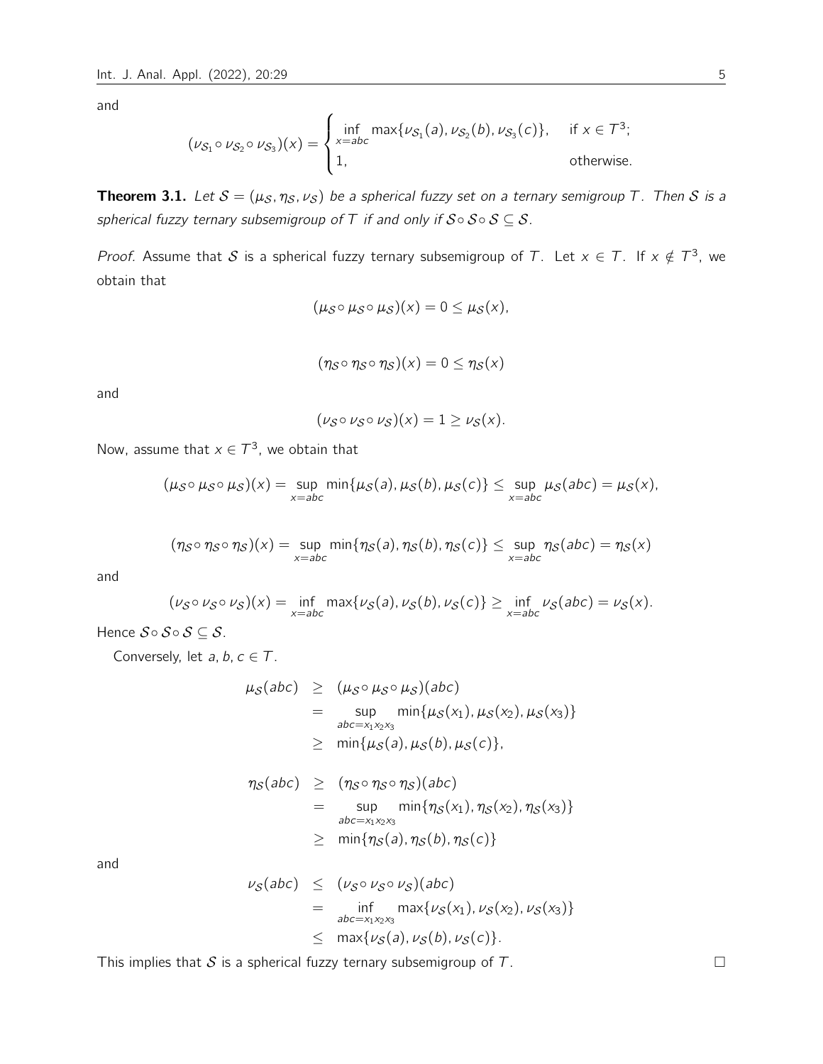and

$$(\nu_{\mathcal{S}_1} \circ \nu_{\mathcal{S}_2} \circ \nu_{\mathcal{S}_3})(x) = \begin{cases} \inf\limits_{x=abc} \max\{\nu_{\mathcal{S}_1}(a), \nu_{\mathcal{S}_2}(b), \nu_{\mathcal{S}_3}(c)\}, & \text{if } x \in T^3; \\ 1, & \text{otherwise.} \end{cases}$$

**Theorem 3.1.** *Let $\mathcal{S} = (\mu_{\mathcal{S}}, \eta_{\mathcal{S}}, \nu_{\mathcal{S}})$ be a spherical fuzzy set on a ternary semigroup $T$. Then $\mathcal{S}$ is a spherical fuzzy ternary subsemigroup of $T$ if and only if $\mathcal{S} \circ \mathcal{S} \circ \mathcal{S} \subseteq \mathcal{S}$.*

*Proof.* Assume that $\mathcal{S}$ is a spherical fuzzy ternary subsemigroup of $T$. Let $x \in T$. If $x \notin T^3$, we obtain that

$$(\mu_{\mathcal{S}} \circ \mu_{\mathcal{S}} \circ \mu_{\mathcal{S}})(x) = 0 \leq \mu_{\mathcal{S}}(x),$$

$$(\eta_{\mathcal{S}} \circ \eta_{\mathcal{S}} \circ \eta_{\mathcal{S}})(x) = 0 \leq \eta_{\mathcal{S}}(x)$$

and

$$(\nu_{\mathcal{S}} \circ \nu_{\mathcal{S}} \circ \nu_{\mathcal{S}})(x) = 1 \geq \nu_{\mathcal{S}}(x).$$

Now, assume that $x \in T^3$, we obtain that

$$(\mu_{\mathcal{S}} \circ \mu_{\mathcal{S}} \circ \mu_{\mathcal{S}})(x) = \sup_{x=abc} \min\{\mu_{\mathcal{S}}(a), \mu_{\mathcal{S}}(b), \mu_{\mathcal{S}}(c)\} \leq \sup_{x=abc} \mu_{\mathcal{S}}(abc) = \mu_{\mathcal{S}}(x),$$

$$(\eta_{\mathcal{S}} \circ \eta_{\mathcal{S}} \circ \eta_{\mathcal{S}})(x) = \sup_{x=abc} \min\{\eta_{\mathcal{S}}(a), \eta_{\mathcal{S}}(b), \eta_{\mathcal{S}}(c)\} \leq \sup_{x=abc} \eta_{\mathcal{S}}(abc) = \eta_{\mathcal{S}}(x)$$

and

$$(\nu_{\mathcal{S}} \circ \nu_{\mathcal{S}} \circ \nu_{\mathcal{S}})(x) = \inf_{x=abc} \max\{\nu_{\mathcal{S}}(a), \nu_{\mathcal{S}}(b), \nu_{\mathcal{S}}(c)\} \geq \inf_{x=abc} \nu_{\mathcal{S}}(abc) = \nu_{\mathcal{S}}(x).$$

Hence $\mathcal{S} \circ \mathcal{S} \circ \mathcal{S} \subseteq \mathcal{S}$.

Conversely, let $a, b, c \in T$.

$$\begin{aligned} \mu_{\mathcal{S}}(abc) &\geq (\mu_{\mathcal{S}} \circ \mu_{\mathcal{S}} \circ \mu_{\mathcal{S}})(abc) \\ &= \sup_{abc=x_1x_2x_3} \min\{\mu_{\mathcal{S}}(x_1), \mu_{\mathcal{S}}(x_2), \mu_{\mathcal{S}}(x_3)\} \\ &\geq \min\{\mu_{\mathcal{S}}(a), \mu_{\mathcal{S}}(b), \mu_{\mathcal{S}}(c)\}, \end{aligned}$$

$$\begin{aligned} \eta_{\mathcal{S}}(abc) &\geq (\eta_{\mathcal{S}} \circ \eta_{\mathcal{S}} \circ \eta_{\mathcal{S}})(abc) \\ &= \sup_{abc=x_1x_2x_3} \min\{\eta_{\mathcal{S}}(x_1), \eta_{\mathcal{S}}(x_2), \eta_{\mathcal{S}}(x_3)\} \\ &\geq \min\{\eta_{\mathcal{S}}(a), \eta_{\mathcal{S}}(b), \eta_{\mathcal{S}}(c)\} \end{aligned}$$

and

$$\begin{aligned} \nu_{\mathcal{S}}(abc) &\leq (\nu_{\mathcal{S}} \circ \nu_{\mathcal{S}} \circ \nu_{\mathcal{S}})(abc) \\ &= \inf_{abc=x_1x_2x_3} \max\{\nu_{\mathcal{S}}(x_1), \nu_{\mathcal{S}}(x_2), \nu_{\mathcal{S}}(x_3)\} \\ &\leq \max\{\nu_{\mathcal{S}}(a), \nu_{\mathcal{S}}(b), \nu_{\mathcal{S}}(c)\}. \end{aligned}$$

This implies that $\mathcal{S}$ is a spherical fuzzy ternary subsemigroup of $T$. $\square$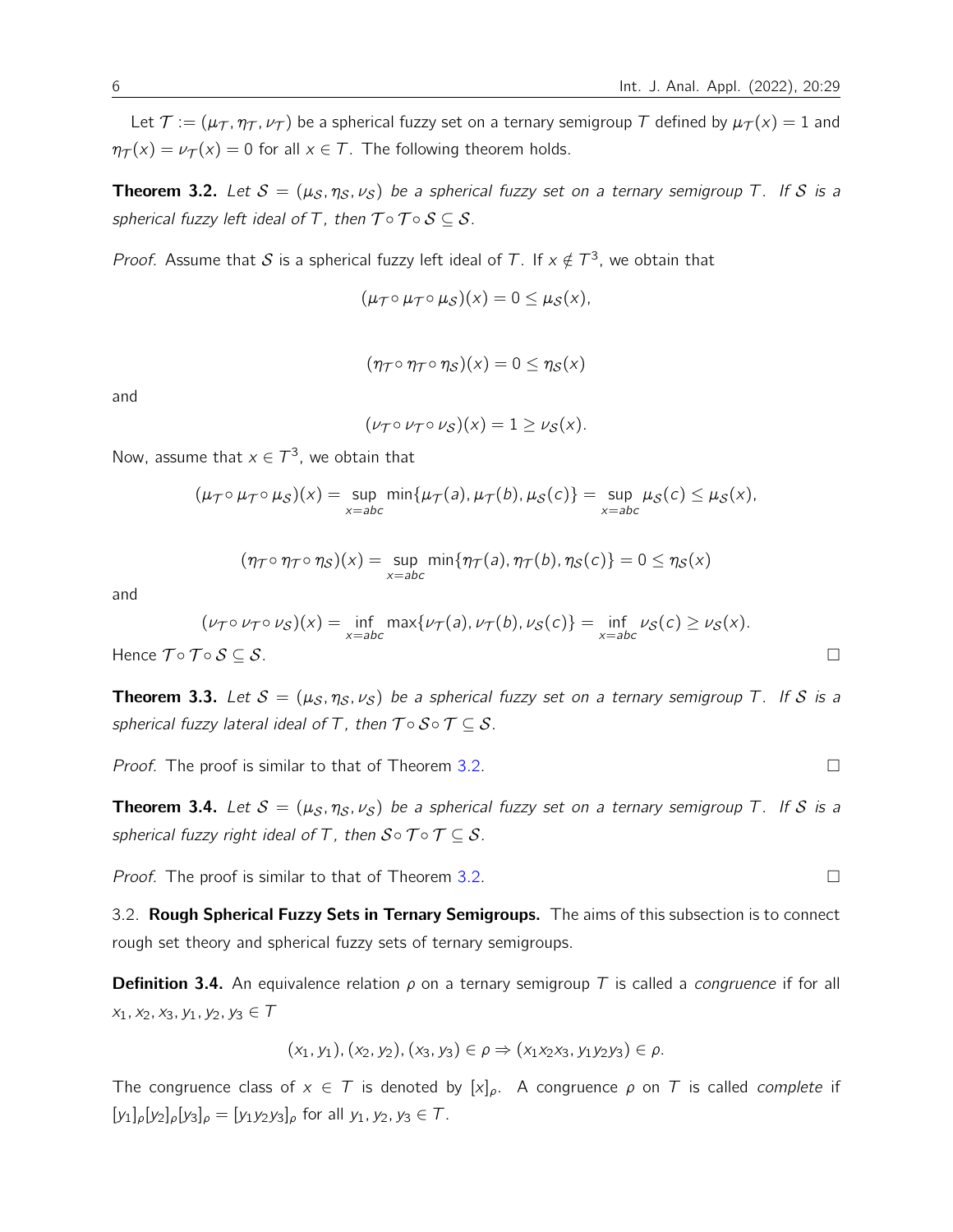Let $\mathcal{T} := (\mu_{\mathcal{T}}, \eta_{\mathcal{T}}, \nu_{\mathcal{T}})$ be a spherical fuzzy set on a ternary semigroup $T$ defined by $\mu_{\mathcal{T}}(x) = 1$ and $\eta_{\mathcal{T}}(x) = \nu_{\mathcal{T}}(x) = 0$ for all $x \in T$. The following theorem holds.

**Theorem 3.2.** *Let $\mathcal{S} = (\mu_{\mathcal{S}}, \eta_{\mathcal{S}}, \nu_{\mathcal{S}})$ be a spherical fuzzy set on a ternary semigroup $T$. If $\mathcal{S}$ is a spherical fuzzy left ideal of $T$, then $\mathcal{T} \circ \mathcal{T} \circ \mathcal{S} \subseteq \mathcal{S}$.*

*Proof.* Assume that $\mathcal{S}$ is a spherical fuzzy left ideal of $T$. If $x \notin T^3$, we obtain that

$$(\mu_{\mathcal{T}} \circ \mu_{\mathcal{T}} \circ \mu_{\mathcal{S}})(x) = 0 \leq \mu_{\mathcal{S}}(x),$$

$$(\eta_{\mathcal{T}} \circ \eta_{\mathcal{T}} \circ \eta_{\mathcal{S}})(x) = 0 \leq \eta_{\mathcal{S}}(x)$$

and

$$(\nu_{\mathcal{T}} \circ \nu_{\mathcal{T}} \circ \nu_{\mathcal{S}})(x) = 1 \geq \nu_{\mathcal{S}}(x).$$

Now, assume that $x \in T^3$, we obtain that

$$(\mu_{\mathcal{T}} \circ \mu_{\mathcal{T}} \circ \mu_{\mathcal{S}})(x) = \sup_{x=abc} \min\{\mu_{\mathcal{T}}(a), \mu_{\mathcal{T}}(b), \mu_{\mathcal{S}}(c)\} = \sup_{x=abc} \mu_{\mathcal{S}}(c) \leq \mu_{\mathcal{S}}(x),$$

$$(\eta_{\mathcal{T}} \circ \eta_{\mathcal{T}} \circ \eta_{\mathcal{S}})(x) = \sup_{x=abc} \min\{\eta_{\mathcal{T}}(a), \eta_{\mathcal{T}}(b), \eta_{\mathcal{S}}(c)\} = 0 \leq \eta_{\mathcal{S}}(x)$$

and

$$(\nu_{\mathcal{T}} \circ \nu_{\mathcal{T}} \circ \nu_{\mathcal{S}})(x) = \inf_{x=abc} \max\{\nu_{\mathcal{T}}(a), \nu_{\mathcal{T}}(b), \nu_{\mathcal{S}}(c)\} = \inf_{x=abc} \nu_{\mathcal{S}}(c) \geq \nu_{\mathcal{S}}(x).$$

Hence $\mathcal{T} \circ \mathcal{T} \circ \mathcal{S} \subseteq \mathcal{S}$. $\square$

**Theorem 3.3.** *Let $\mathcal{S} = (\mu_{\mathcal{S}}, \eta_{\mathcal{S}}, \nu_{\mathcal{S}})$ be a spherical fuzzy set on a ternary semigroup $T$. If $\mathcal{S}$ is a spherical fuzzy lateral ideal of $T$, then $\mathcal{T} \circ \mathcal{S} \circ \mathcal{T} \subseteq \mathcal{S}$.*

*Proof.* The proof is similar to that of Theorem 3.2. $\square$

**Theorem 3.4.** *Let $\mathcal{S} = (\mu_{\mathcal{S}}, \eta_{\mathcal{S}}, \nu_{\mathcal{S}})$ be a spherical fuzzy set on a ternary semigroup $T$. If $\mathcal{S}$ is a spherical fuzzy right ideal of $T$, then $\mathcal{S} \circ \mathcal{T} \circ \mathcal{T} \subseteq \mathcal{S}$.*

*Proof.* The proof is similar to that of Theorem 3.2. $\square$

### 3.2. Rough Spherical Fuzzy Sets in Ternary Semigroups.

The aims of this subsection is to connect rough set theory and spherical fuzzy sets of ternary semigroups.

**Definition 3.4.** An equivalence relation $\rho$ on a ternary semigroup $T$ is called a *congruence* if for all $x_1, x_2, x_3, y_1, y_2, y_3 \in T$

$$(x_1, y_1), (x_2, y_2), (x_3, y_3) \in \rho \Rightarrow (x_1x_2x_3, y_1y_2y_3) \in \rho.$$

The congruence class of $x \in T$ is denoted by $[x]_\rho$. A congruence $\rho$ on $T$ is called *complete* if $[y_1]_\rho[y_2]_\rho[y_3]_\rho = [y_1y_2y_3]_\rho$ for all $y_1, y_2, y_3 \in T$.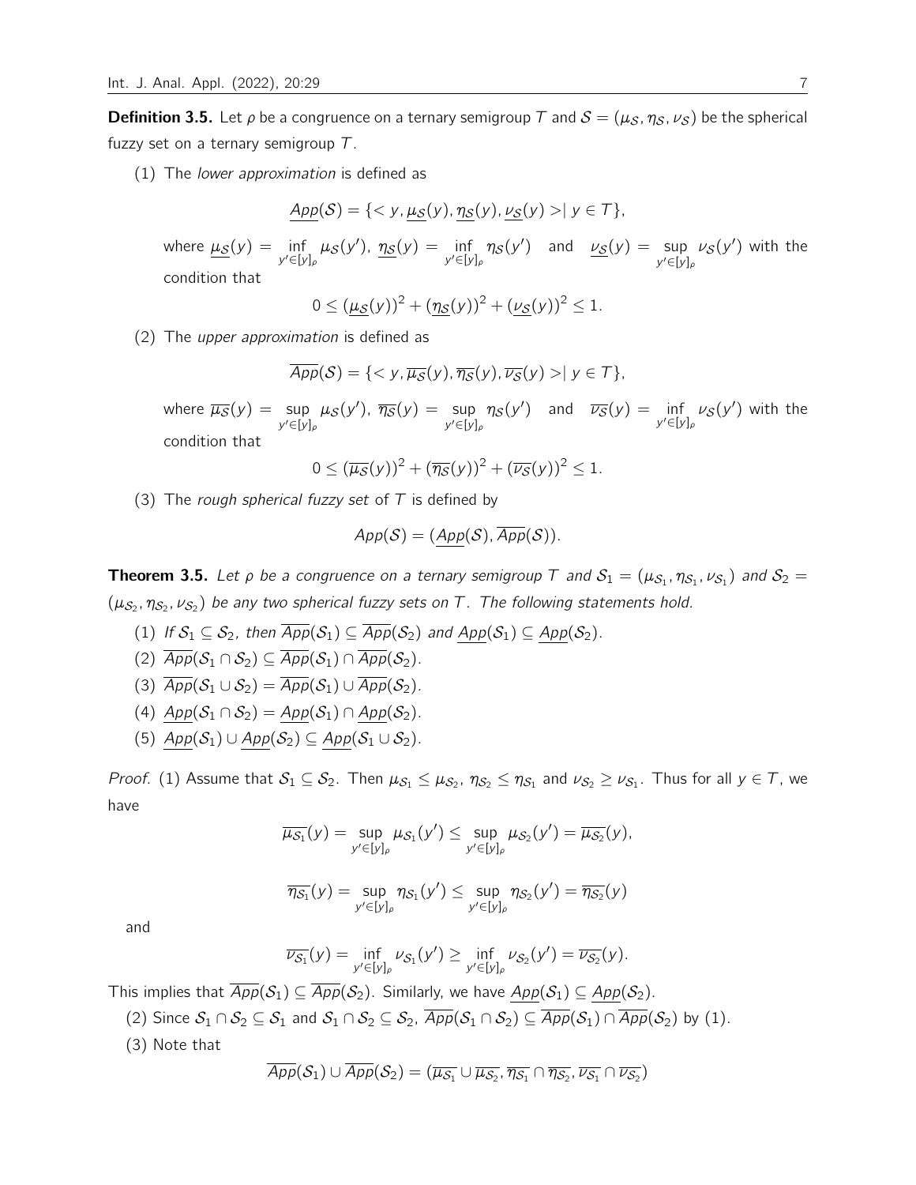**Definition 3.5.** Let $\rho$ be a congruence on a ternary semigroup $T$ and $\mathcal{S} = (\mu_{\mathcal{S}}, \eta_{\mathcal{S}}, \nu_{\mathcal{S}})$ be the spherical fuzzy set on a ternary semigroup $T$.

(1) The *lower approximation* is defined as

$$\underline{App}(\mathcal{S}) = \{< y, \underline{\mu_{\mathcal{S}}}(y), \underline{\eta_{\mathcal{S}}}(y), \underline{\nu_{\mathcal{S}}}(y) > \mid y \in T\},$$

where $\underline{\mu_{\mathcal{S}}}(y) = \inf\limits_{y' \in [y]_\rho} \mu_{\mathcal{S}}(y')$, $\underline{\eta_{\mathcal{S}}}(y) = \inf\limits_{y' \in [y]_\rho} \eta_{\mathcal{S}}(y')$ and $\underline{\nu_{\mathcal{S}}}(y) = \sup\limits_{y' \in [y]_\rho} \nu_{\mathcal{S}}(y')$ with the condition that

$$0 \leq (\underline{\mu_{\mathcal{S}}}(y))^2 + (\underline{\eta_{\mathcal{S}}}(y))^2 + (\underline{\nu_{\mathcal{S}}}(y))^2 \leq 1.$$

(2) The *upper approximation* is defined as

$$\overline{App}(\mathcal{S}) = \{< y, \overline{\mu_{\mathcal{S}}}(y), \overline{\eta_{\mathcal{S}}}(y), \overline{\nu_{\mathcal{S}}}(y) > \mid y \in T\},$$

where $\overline{\mu_{\mathcal{S}}}(y) = \sup\limits_{y' \in [y]_\rho} \mu_{\mathcal{S}}(y')$, $\overline{\eta_{\mathcal{S}}}(y) = \sup\limits_{y' \in [y]_\rho} \eta_{\mathcal{S}}(y')$ and $\overline{\nu_{\mathcal{S}}}(y) = \inf\limits_{y' \in [y]_\rho} \nu_{\mathcal{S}}(y')$ with the condition that

$$0 \leq (\overline{\mu_{\mathcal{S}}}(y))^2 + (\overline{\eta_{\mathcal{S}}}(y))^2 + (\overline{\nu_{\mathcal{S}}}(y))^2 \leq 1.$$

(3) The *rough spherical fuzzy set* of $T$ is defined by

$$App(\mathcal{S}) = (\underline{App}(\mathcal{S}), \overline{App}(\mathcal{S})).$$

**Theorem 3.5.** *Let $\rho$ be a congruence on a ternary semigroup $T$ and $\mathcal{S}_1 = (\mu_{\mathcal{S}_1}, \eta_{\mathcal{S}_1}, \nu_{\mathcal{S}_1})$ and $\mathcal{S}_2 = (\mu_{\mathcal{S}_2}, \eta_{\mathcal{S}_2}, \nu_{\mathcal{S}_2})$ be any two spherical fuzzy sets on $T$. The following statements hold.*

(1) *If $\mathcal{S}_1 \subseteq \mathcal{S}_2$, then $\overline{App}(\mathcal{S}_1) \subseteq \overline{App}(\mathcal{S}_2)$ and $\underline{App}(\mathcal{S}_1) \subseteq \underline{App}(\mathcal{S}_2)$.*

(2) *$\overline{App}(\mathcal{S}_1 \cap \mathcal{S}_2) \subseteq \overline{App}(\mathcal{S}_1) \cap \overline{App}(\mathcal{S}_2)$.*

(3) *$\overline{App}(\mathcal{S}_1 \cup \mathcal{S}_2) = \overline{App}(\mathcal{S}_1) \cup \overline{App}(\mathcal{S}_2)$.*

(4) *$\underline{App}(\mathcal{S}_1 \cap \mathcal{S}_2) = \underline{App}(\mathcal{S}_1) \cap \underline{App}(\mathcal{S}_2)$.*

(5) *$\underline{App}(\mathcal{S}_1) \cup \underline{App}(\mathcal{S}_2) \subseteq \underline{App}(\mathcal{S}_1 \cup \mathcal{S}_2)$.*

*Proof.* (1) Assume that $\mathcal{S}_1 \subseteq \mathcal{S}_2$. Then $\mu_{\mathcal{S}_1} \leq \mu_{\mathcal{S}_2}$, $\eta_{\mathcal{S}_2} \leq \eta_{\mathcal{S}_1}$ and $\nu_{\mathcal{S}_2} \geq \nu_{\mathcal{S}_1}$. Thus for all $y \in T$, we have

$$\overline{\mu_{\mathcal{S}_1}}(y) = \sup_{y' \in [y]_\rho} \mu_{\mathcal{S}_1}(y') \leq \sup_{y' \in [y]_\rho} \mu_{\mathcal{S}_2}(y') = \overline{\mu_{\mathcal{S}_2}}(y),$$

$$\overline{\eta_{\mathcal{S}_1}}(y) = \sup_{y' \in [y]_\rho} \eta_{\mathcal{S}_1}(y') \leq \sup_{y' \in [y]_\rho} \eta_{\mathcal{S}_2}(y') = \overline{\eta_{\mathcal{S}_2}}(y)$$

and

$$\overline{\nu_{\mathcal{S}_1}}(y) = \inf_{y' \in [y]_\rho} \nu_{\mathcal{S}_1}(y') \geq \inf_{y' \in [y]_\rho} \nu_{\mathcal{S}_2}(y') = \overline{\nu_{\mathcal{S}_2}}(y).$$

This implies that $\overline{App}(\mathcal{S}_1) \subseteq \overline{App}(\mathcal{S}_2)$. Similarly, we have $\underline{App}(\mathcal{S}_1) \subseteq \underline{App}(\mathcal{S}_2)$.

(2) Since $\mathcal{S}_1 \cap \mathcal{S}_2 \subseteq \mathcal{S}_1$ and $\mathcal{S}_1 \cap \mathcal{S}_2 \subseteq \mathcal{S}_2$, $\overline{App}(\mathcal{S}_1 \cap \mathcal{S}_2) \subseteq \overline{App}(\mathcal{S}_1) \cap \overline{App}(\mathcal{S}_2)$ by (1).

(3) Note that

$$\overline{App}(\mathcal{S}_1) \cup \overline{App}(\mathcal{S}_2) = (\overline{\mu_{\mathcal{S}_1}} \cup \overline{\mu_{\mathcal{S}_2}}, \overline{\eta_{\mathcal{S}_1}} \cap \overline{\eta_{\mathcal{S}_2}}, \overline{\nu_{\mathcal{S}_1}} \cap \overline{\nu_{\mathcal{S}_2}})$$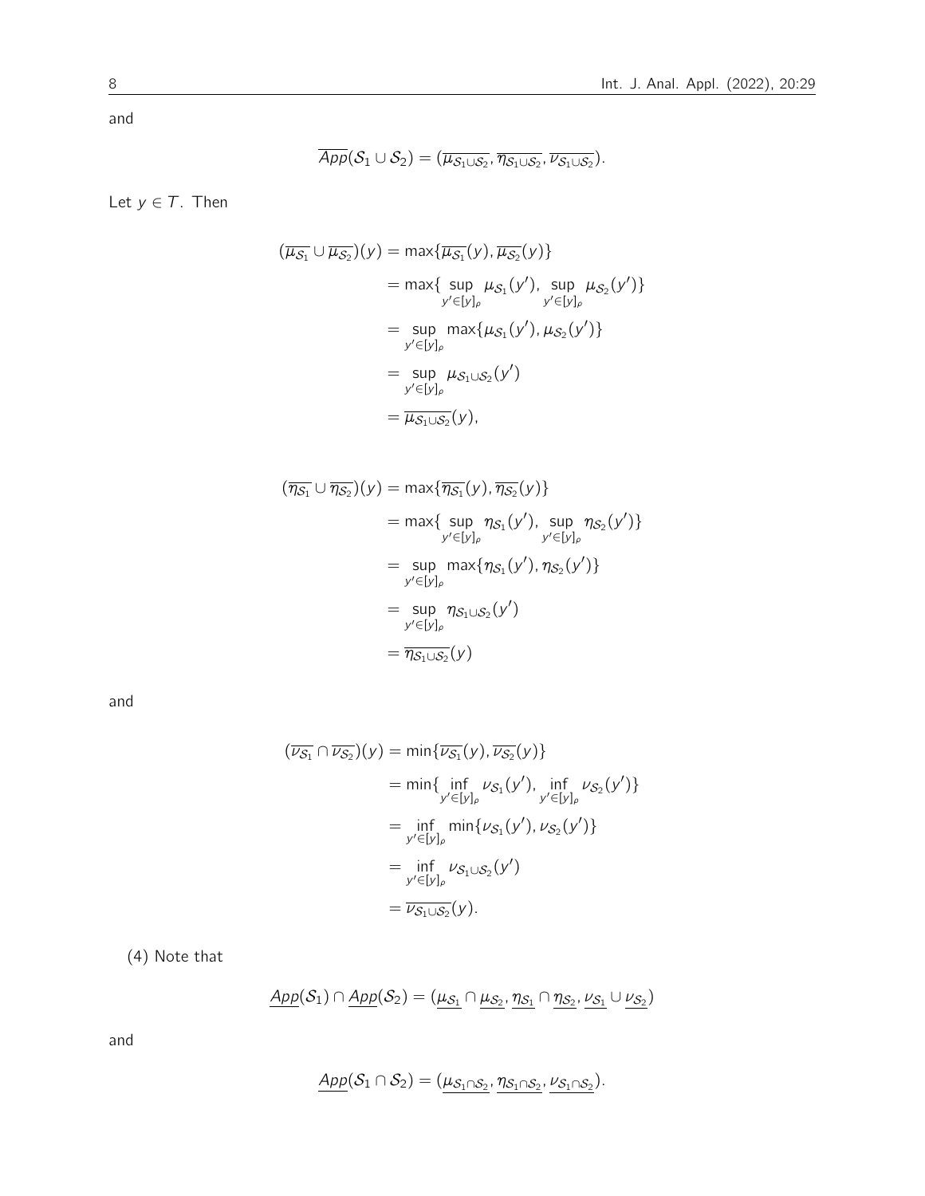and

$$\overline{App}(\mathcal{S}_1 \cup \mathcal{S}_2) = (\overline{\mu_{\mathcal{S}_1 \cup \mathcal{S}_2}}, \overline{\eta_{\mathcal{S}_1 \cup \mathcal{S}_2}}, \overline{\nu_{\mathcal{S}_1 \cup \mathcal{S}_2}}).$$

Let $y \in T$. Then

$$\begin{aligned}
(\overline{\mu_{\mathcal{S}_1}} \cup \overline{\mu_{\mathcal{S}_2}})(y) &= \max\{\overline{\mu_{\mathcal{S}_1}}(y), \overline{\mu_{\mathcal{S}_2}}(y)\} \\
&= \max\{\sup_{y' \in [y]_\rho} \mu_{\mathcal{S}_1}(y'), \sup_{y' \in [y]_\rho} \mu_{\mathcal{S}_2}(y')\} \\
&= \sup_{y' \in [y]_\rho} \max\{\mu_{\mathcal{S}_1}(y'), \mu_{\mathcal{S}_2}(y')\} \\
&= \sup_{y' \in [y]_\rho} \mu_{\mathcal{S}_1 \cup \mathcal{S}_2}(y') \\
&= \overline{\mu_{\mathcal{S}_1 \cup \mathcal{S}_2}}(y),
\end{aligned}$$

$$\begin{aligned}
(\overline{\eta_{\mathcal{S}_1}} \cup \overline{\eta_{\mathcal{S}_2}})(y) &= \max\{\overline{\eta_{\mathcal{S}_1}}(y), \overline{\eta_{\mathcal{S}_2}}(y)\} \\
&= \max\{\sup_{y' \in [y]_\rho} \eta_{\mathcal{S}_1}(y'), \sup_{y' \in [y]_\rho} \eta_{\mathcal{S}_2}(y')\} \\
&= \sup_{y' \in [y]_\rho} \max\{\eta_{\mathcal{S}_1}(y'), \eta_{\mathcal{S}_2}(y')\} \\
&= \sup_{y' \in [y]_\rho} \eta_{\mathcal{S}_1 \cup \mathcal{S}_2}(y') \\
&= \overline{\eta_{\mathcal{S}_1 \cup \mathcal{S}_2}}(y)
\end{aligned}$$

and

$$\begin{aligned}
(\overline{\nu_{\mathcal{S}_1}} \cap \overline{\nu_{\mathcal{S}_2}})(y) &= \min\{\overline{\nu_{\mathcal{S}_1}}(y), \overline{\nu_{\mathcal{S}_2}}(y)\} \\
&= \min\{\inf_{y' \in [y]_\rho} \nu_{\mathcal{S}_1}(y'), \inf_{y' \in [y]_\rho} \nu_{\mathcal{S}_2}(y')\} \\
&= \inf_{y' \in [y]_\rho} \min\{\nu_{\mathcal{S}_1}(y'), \nu_{\mathcal{S}_2}(y')\} \\
&= \inf_{y' \in [y]_\rho} \nu_{\mathcal{S}_1 \cup \mathcal{S}_2}(y') \\
&= \overline{\nu_{\mathcal{S}_1 \cup \mathcal{S}_2}}(y).
\end{aligned}$$

(4) Note that

$$\underline{App}(\mathcal{S}_1) \cap \underline{App}(\mathcal{S}_2) = (\underline{\mu_{\mathcal{S}_1}} \cap \underline{\mu_{\mathcal{S}_2}}, \underline{\eta_{\mathcal{S}_1}} \cap \underline{\eta_{\mathcal{S}_2}}, \underline{\nu_{\mathcal{S}_1}} \cup \underline{\nu_{\mathcal{S}_2}})$$

and

$$\underline{App}(\mathcal{S}_1 \cap \mathcal{S}_2) = (\underline{\mu_{\mathcal{S}_1 \cap \mathcal{S}_2}}, \underline{\eta_{\mathcal{S}_1 \cap \mathcal{S}_2}}, \underline{\nu_{\mathcal{S}_1 \cap \mathcal{S}_2}}).$$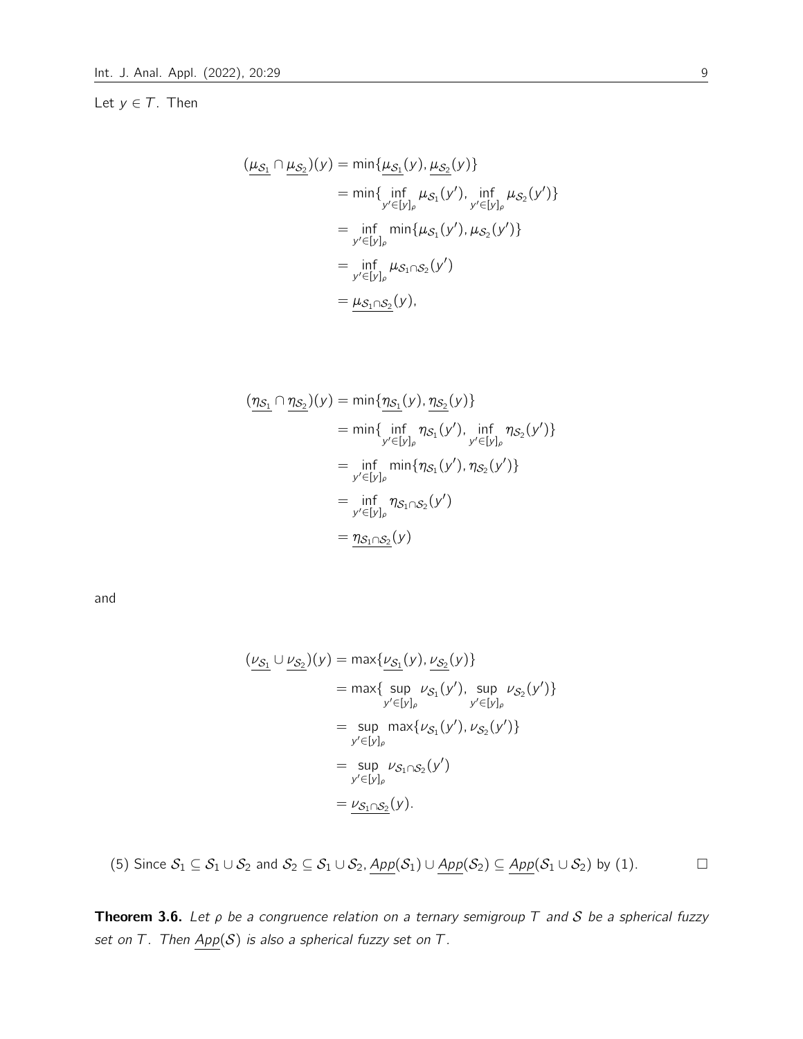Let $y \in T$. Then

$$
\begin{aligned}
(\underline{\mu_{\mathcal{S}_1}} \cap \underline{\mu_{\mathcal{S}_2}})(y) &= \min\{\underline{\mu_{\mathcal{S}_1}}(y), \underline{\mu_{\mathcal{S}_2}}(y)\} \\
&= \min\{\inf_{y' \in [y]_\rho} \mu_{\mathcal{S}_1}(y'), \inf_{y' \in [y]_\rho} \mu_{\mathcal{S}_2}(y')\} \\
&= \inf_{y' \in [y]_\rho} \min\{\mu_{\mathcal{S}_1}(y'), \mu_{\mathcal{S}_2}(y')\} \\
&= \inf_{y' \in [y]_\rho} \mu_{\mathcal{S}_1 \cap \mathcal{S}_2}(y') \\
&= \underline{\mu_{\mathcal{S}_1 \cap \mathcal{S}_2}}(y),
\end{aligned}
$$

$$
\begin{aligned}
(\underline{\eta_{\mathcal{S}_1}} \cap \underline{\eta_{\mathcal{S}_2}})(y) &= \min\{\underline{\eta_{\mathcal{S}_1}}(y), \underline{\eta_{\mathcal{S}_2}}(y)\} \\
&= \min\{\inf_{y' \in [y]_\rho} \eta_{\mathcal{S}_1}(y'), \inf_{y' \in [y]_\rho} \eta_{\mathcal{S}_2}(y')\} \\
&= \inf_{y' \in [y]_\rho} \min\{\eta_{\mathcal{S}_1}(y'), \eta_{\mathcal{S}_2}(y')\} \\
&= \inf_{y' \in [y]_\rho} \eta_{\mathcal{S}_1 \cap \mathcal{S}_2}(y') \\
&= \underline{\eta_{\mathcal{S}_1 \cap \mathcal{S}_2}}(y)
\end{aligned}
$$

and

$$
\begin{aligned}
(\underline{\nu_{\mathcal{S}_1}} \cup \underline{\nu_{\mathcal{S}_2}})(y) &= \max\{\underline{\nu_{\mathcal{S}_1}}(y), \underline{\nu_{\mathcal{S}_2}}(y)\} \\
&= \max\{\sup_{y' \in [y]_\rho} \nu_{\mathcal{S}_1}(y'), \sup_{y' \in [y]_\rho} \nu_{\mathcal{S}_2}(y')\} \\
&= \sup_{y' \in [y]_\rho} \max\{\nu_{\mathcal{S}_1}(y'), \nu_{\mathcal{S}_2}(y')\} \\
&= \sup_{y' \in [y]_\rho} \nu_{\mathcal{S}_1 \cap \mathcal{S}_2}(y') \\
&= \underline{\nu_{\mathcal{S}_1 \cap \mathcal{S}_2}}(y).
\end{aligned}
$$

(5) Since $\mathcal{S}_1 \subseteq \mathcal{S}_1 \cup \mathcal{S}_2$ and $\mathcal{S}_2 \subseteq \mathcal{S}_1 \cup \mathcal{S}_2$, $\underline{App}(\mathcal{S}_1) \cup \underline{App}(\mathcal{S}_2) \subseteq \underline{App}(\mathcal{S}_1 \cup \mathcal{S}_2)$ by (1). □

**Theorem 3.6.** *Let $\rho$ be a congruence relation on a ternary semigroup $T$ and $\mathcal{S}$ be a spherical fuzzy set on $T$. Then $\underline{App}(\mathcal{S})$ is also a spherical fuzzy set on $T$.*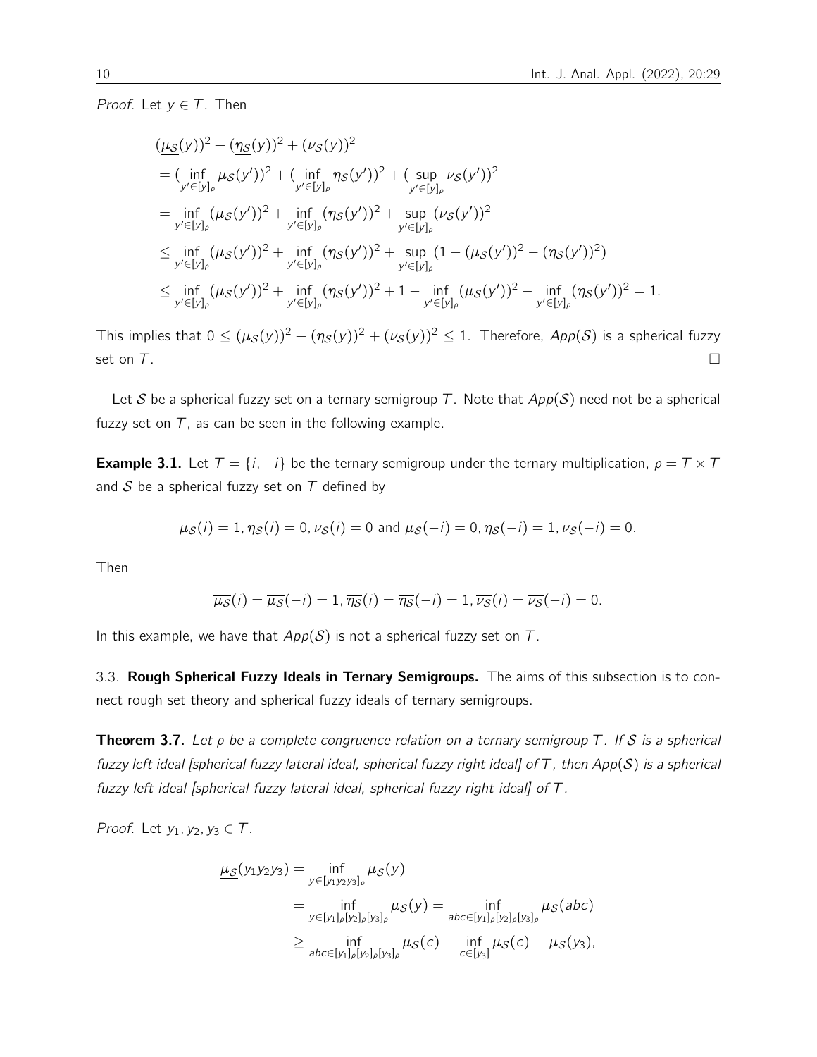*Proof.* Let $y \in T$. Then

$$
\begin{aligned}
&(\underline{\mu_{\mathcal{S}}}(y))^2 + (\underline{\eta_{\mathcal{S}}}(y))^2 + (\underline{\nu_{\mathcal{S}}}(y))^2 \\
&= (\inf_{y' \in [y]_\rho} \mu_{\mathcal{S}}(y'))^2 + (\inf_{y' \in [y]_\rho} \eta_{\mathcal{S}}(y'))^2 + (\sup_{y' \in [y]_\rho} \nu_{\mathcal{S}}(y'))^2 \\
&= \inf_{y' \in [y]_\rho} (\mu_{\mathcal{S}}(y'))^2 + \inf_{y' \in [y]_\rho} (\eta_{\mathcal{S}}(y'))^2 + \sup_{y' \in [y]_\rho} (\nu_{\mathcal{S}}(y'))^2 \\
&\leq \inf_{y' \in [y]_\rho} (\mu_{\mathcal{S}}(y'))^2 + \inf_{y' \in [y]_\rho} (\eta_{\mathcal{S}}(y'))^2 + \sup_{y' \in [y]_\rho} (1 - (\mu_{\mathcal{S}}(y'))^2 - (\eta_{\mathcal{S}}(y'))^2) \\
&\leq \inf_{y' \in [y]_\rho} (\mu_{\mathcal{S}}(y'))^2 + \inf_{y' \in [y]_\rho} (\eta_{\mathcal{S}}(y'))^2 + 1 - \inf_{y' \in [y]_\rho} (\mu_{\mathcal{S}}(y'))^2 - \inf_{y' \in [y]_\rho} (\eta_{\mathcal{S}}(y'))^2 = 1.
\end{aligned}
$$

This implies that $0 \leq (\underline{\mu_{\mathcal{S}}}(y))^2 + (\underline{\eta_{\mathcal{S}}}(y))^2 + (\underline{\nu_{\mathcal{S}}}(y))^2 \leq 1$. Therefore, $\underline{App}(\mathcal{S})$ is a spherical fuzzy set on $T$. □

Let $\mathcal{S}$ be a spherical fuzzy set on a ternary semigroup $T$. Note that $\overline{App}(\mathcal{S})$ need not be a spherical fuzzy set on $T$, as can be seen in the following example.

**Example 3.1.** Let $T = \{i, -i\}$ be the ternary semigroup under the ternary multiplication, $\rho = T \times T$ and $\mathcal{S}$ be a spherical fuzzy set on $T$ defined by

$$\mu_{\mathcal{S}}(i) = 1, \eta_{\mathcal{S}}(i) = 0, \nu_{\mathcal{S}}(i) = 0 \text{ and } \mu_{\mathcal{S}}(-i) = 0, \eta_{\mathcal{S}}(-i) = 1, \nu_{\mathcal{S}}(-i) = 0.$$

Then

$$\overline{\mu_{\mathcal{S}}}(i) = \overline{\mu_{\mathcal{S}}}(-i) = 1, \overline{\eta_{\mathcal{S}}}(i) = \overline{\eta_{\mathcal{S}}}(-i) = 1, \overline{\nu_{\mathcal{S}}}(i) = \overline{\nu_{\mathcal{S}}}(-i) = 0.$$

In this example, we have that $\overline{App}(\mathcal{S})$ is not a spherical fuzzy set on $T$.

3.3. **Rough Spherical Fuzzy Ideals in Ternary Semigroups.** The aims of this subsection is to connect rough set theory and spherical fuzzy ideals of ternary semigroups.

**Theorem 3.7.** *Let $\rho$ be a complete congruence relation on a ternary semigroup $T$. If $\mathcal{S}$ is a spherical fuzzy left ideal [spherical fuzzy lateral ideal, spherical fuzzy right ideal] of $T$, then $\underline{App}(\mathcal{S})$ is a spherical fuzzy left ideal [spherical fuzzy lateral ideal, spherical fuzzy right ideal] of $T$.*

*Proof.* Let $y_1, y_2, y_3 \in T$.

$$
\begin{aligned}
\underline{\mu_{\mathcal{S}}}(y_1 y_2 y_3) &= \inf_{y \in [y_1 y_2 y_3]_\rho} \mu_{\mathcal{S}}(y) \\
&= \inf_{y \in [y_1]_\rho [y_2]_\rho [y_3]_\rho} \mu_{\mathcal{S}}(y) = \inf_{abc \in [y_1]_\rho [y_2]_\rho [y_3]_\rho} \mu_{\mathcal{S}}(abc) \\
&\geq \inf_{abc \in [y_1]_\rho [y_2]_\rho [y_3]_\rho} \mu_{\mathcal{S}}(c) = \inf_{c \in [y_3]} \mu_{\mathcal{S}}(c) = \underline{\mu_{\mathcal{S}}}(y_3),
\end{aligned}
$$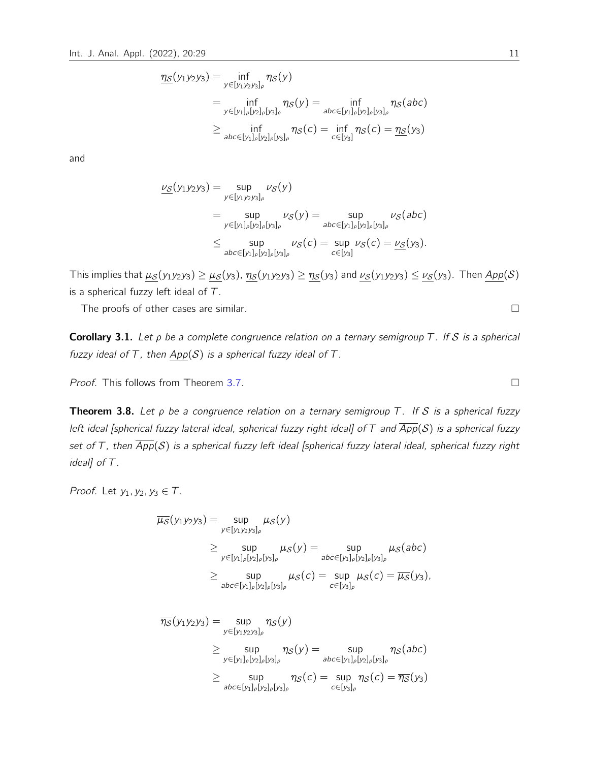$$
\begin{aligned}
\underline{\eta_{\mathcal{S}}}(y_1y_2y_3) &= \inf_{y\in[y_1y_2y_3]_\rho} \eta_{\mathcal{S}}(y) \\
&= \inf_{y\in[y_1]_\rho[y_2]_\rho[y_3]_\rho} \eta_{\mathcal{S}}(y) = \inf_{abc\in[y_1]_\rho[y_2]_\rho[y_3]_\rho} \eta_{\mathcal{S}}(abc) \\
&\geq \inf_{abc\in[y_1]_\rho[y_2]_\rho[y_3]_\rho} \eta_{\mathcal{S}}(c) = \inf_{c\in[y_3]} \eta_{\mathcal{S}}(c) = \underline{\eta_{\mathcal{S}}}(y_3)
\end{aligned}
$$

and

$$
\begin{aligned}
\underline{\nu_{\mathcal{S}}}(y_1y_2y_3) &= \sup_{y\in[y_1y_2y_3]_\rho} \nu_{\mathcal{S}}(y) \\
&= \sup_{y\in[y_1]_\rho[y_2]_\rho[y_3]_\rho} \nu_{\mathcal{S}}(y) = \sup_{abc\in[y_1]_\rho[y_2]_\rho[y_3]_\rho} \nu_{\mathcal{S}}(abc) \\
&\leq \sup_{abc\in[y_1]_\rho[y_2]_\rho[y_3]_\rho} \nu_{\mathcal{S}}(c) = \sup_{c\in[y_3]} \nu_{\mathcal{S}}(c) = \underline{\nu_{\mathcal{S}}}(y_3).
\end{aligned}
$$

This implies that $\underline{\mu_{\mathcal{S}}}(y_1y_2y_3) \geq \underline{\mu_{\mathcal{S}}}(y_3)$, $\underline{\eta_{\mathcal{S}}}(y_1y_2y_3) \geq \underline{\eta_{\mathcal{S}}}(y_3)$ and $\underline{\nu_{\mathcal{S}}}(y_1y_2y_3) \leq \underline{\nu_{\mathcal{S}}}(y_3)$. Then $\underline{App}(\mathcal{S})$ is a spherical fuzzy left ideal of $T$.

The proofs of other cases are similar. □

**Corollary 3.1.** *Let $\rho$ be a complete congruence relation on a ternary semigroup $T$. If $\mathcal{S}$ is a spherical fuzzy ideal of $T$, then $\underline{App}(\mathcal{S})$ is a spherical fuzzy ideal of $T$.*

*Proof.* This follows from Theorem 3.7. □

**Theorem 3.8.** *Let $\rho$ be a congruence relation on a ternary semigroup $T$. If $\mathcal{S}$ is a spherical fuzzy left ideal [spherical fuzzy lateral ideal, spherical fuzzy right ideal] of $T$ and $\overline{App}(\mathcal{S})$ is a spherical fuzzy set of $T$, then $\overline{App}(\mathcal{S})$ is a spherical fuzzy left ideal [spherical fuzzy lateral ideal, spherical fuzzy right ideal] of $T$.*

*Proof.* Let $y_1, y_2, y_3 \in T$.

$$
\begin{aligned}
\overline{\mu_{\mathcal{S}}}(y_1y_2y_3) &= \sup_{y\in[y_1y_2y_3]_\rho} \mu_{\mathcal{S}}(y) \\
&\geq \sup_{y\in[y_1]_\rho[y_2]_\rho[y_3]_\rho} \mu_{\mathcal{S}}(y) = \sup_{abc\in[y_1]_\rho[y_2]_\rho[y_3]_\rho} \mu_{\mathcal{S}}(abc) \\
&\geq \sup_{abc\in[y_1]_\rho[y_2]_\rho[y_3]_\rho} \mu_{\mathcal{S}}(c) = \sup_{c\in[y_3]_\rho} \mu_{\mathcal{S}}(c) = \overline{\mu_{\mathcal{S}}}(y_3),
\end{aligned}
$$

$$
\begin{aligned}
\overline{\eta_{\mathcal{S}}}(y_1y_2y_3) &= \sup_{y\in[y_1y_2y_3]_\rho} \eta_{\mathcal{S}}(y) \\
&\geq \sup_{y\in[y_1]_\rho[y_2]_\rho[y_3]_\rho} \eta_{\mathcal{S}}(y) = \sup_{abc\in[y_1]_\rho[y_2]_\rho[y_3]_\rho} \eta_{\mathcal{S}}(abc) \\
&\geq \sup_{abc\in[y_1]_\rho[y_2]_\rho[y_3]_\rho} \eta_{\mathcal{S}}(c) = \sup_{c\in[y_3]_\rho} \eta_{\mathcal{S}}(c) = \overline{\eta_{\mathcal{S}}}(y_3)
\end{aligned}
$$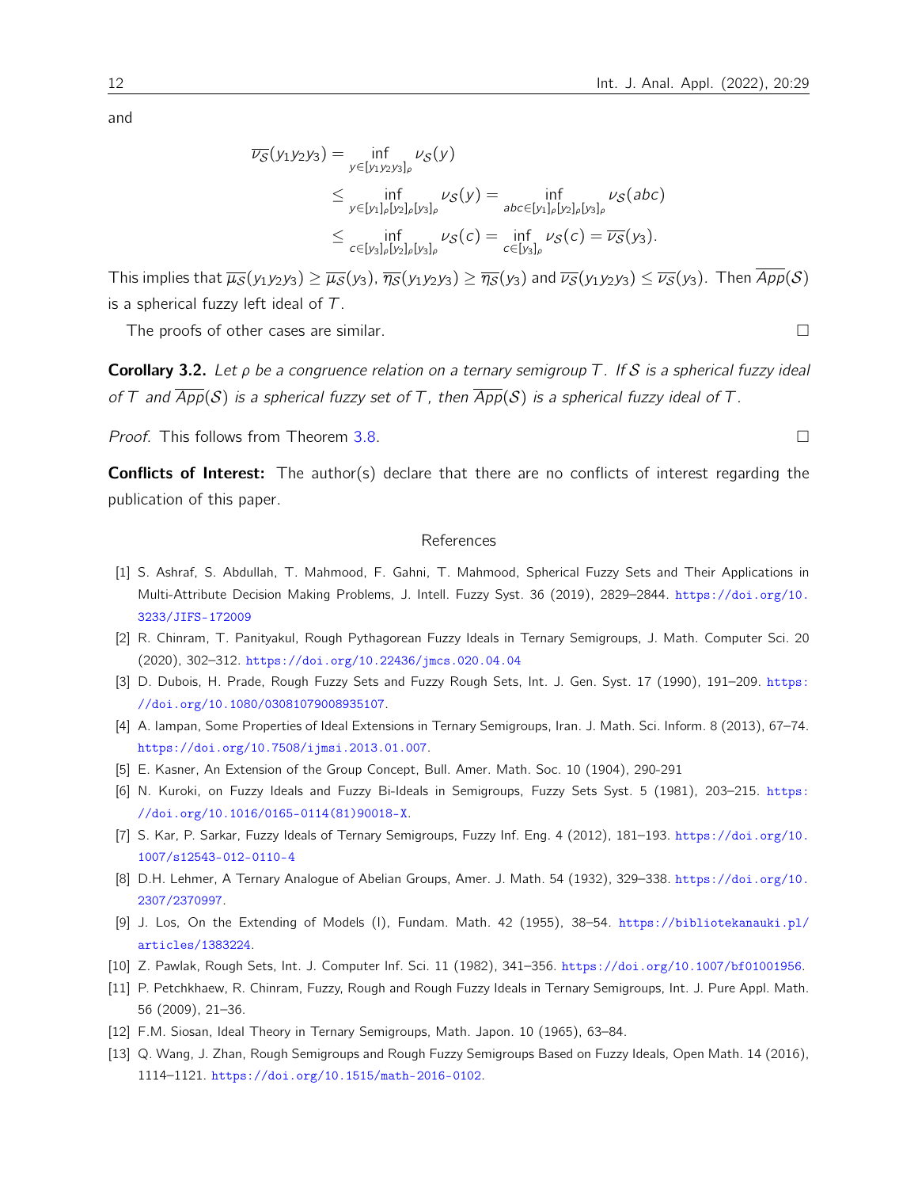and

$$
\begin{aligned}
\overline{\nu_{\mathcal{S}}}(y_1y_2y_3) &= \inf_{y\in[y_1y_2y_3]_\rho} \nu_{\mathcal{S}}(y) \\
&\leq \inf_{y\in[y_1]_\rho[y_2]_\rho[y_3]_\rho} \nu_{\mathcal{S}}(y) = \inf_{abc\in[y_1]_\rho[y_2]_\rho[y_3]_\rho} \nu_{\mathcal{S}}(abc) \\
&\leq \inf_{c\in[y_3]_\rho[y_2]_\rho[y_3]_\rho} \nu_{\mathcal{S}}(c) = \inf_{c\in[y_3]_\rho} \nu_{\mathcal{S}}(c) = \overline{\nu_{\mathcal{S}}}(y_3).
\end{aligned}
$$

This implies that $\overline{\mu_{\mathcal{S}}}(y_1y_2y_3) \geq \overline{\mu_{\mathcal{S}}}(y_3)$, $\overline{\eta_{\mathcal{S}}}(y_1y_2y_3) \geq \overline{\eta_{\mathcal{S}}}(y_3)$ and $\overline{\nu_{\mathcal{S}}}(y_1y_2y_3) \leq \overline{\nu_{\mathcal{S}}}(y_3)$. Then $\overline{App}(\mathcal{S})$ is a spherical fuzzy left ideal of $T$.

The proofs of other cases are similar. □

**Corollary 3.2.** *Let $\rho$ be a congruence relation on a ternary semigroup $T$. If $\mathcal{S}$ is a spherical fuzzy ideal of $T$ and $\overline{App}(\mathcal{S})$ is a spherical fuzzy set of $T$, then $\overline{App}(\mathcal{S})$ is a spherical fuzzy ideal of $T$.*

*Proof.* This follows from Theorem 3.8. □

**Conflicts of Interest:** The author(s) declare that there are no conflicts of interest regarding the publication of this paper.

## References

[1] S. Ashraf, S. Abdullah, T. Mahmood, F. Gahni, T. Mahmood, Spherical Fuzzy Sets and Their Applications in Multi-Attribute Decision Making Problems, J. Intell. Fuzzy Syst. 36 (2019), 2829–2844. https://doi.org/10.3233/JIFS-172009

[2] R. Chinram, T. Panityakul, Rough Pythagorean Fuzzy Ideals in Ternary Semigroups, J. Math. Computer Sci. 20 (2020), 302–312. https://doi.org/10.22436/jmcs.020.04.04

[3] D. Dubois, H. Prade, Rough Fuzzy Sets and Fuzzy Rough Sets, Int. J. Gen. Syst. 17 (1990), 191–209. https://doi.org/10.1080/03081079008935107.

[4] A. Iampan, Some Properties of Ideal Extensions in Ternary Semigroups, Iran. J. Math. Sci. Inform. 8 (2013), 67–74. https://doi.org/10.7508/ijmsi.2013.01.007.

[5] E. Kasner, An Extension of the Group Concept, Bull. Amer. Math. Soc. 10 (1904), 290-291

[6] N. Kuroki, on Fuzzy Ideals and Fuzzy Bi-Ideals in Semigroups, Fuzzy Sets Syst. 5 (1981), 203–215. https://doi.org/10.1016/0165-0114(81)90018-X.

[7] S. Kar, P. Sarkar, Fuzzy Ideals of Ternary Semigroups, Fuzzy Inf. Eng. 4 (2012), 181–193. https://doi.org/10.1007/s12543-012-0110-4

[8] D.H. Lehmer, A Ternary Analogue of Abelian Groups, Amer. J. Math. 54 (1932), 329–338. https://doi.org/10.2307/2370997.

[9] J. Los, On the Extending of Models (I), Fundam. Math. 42 (1955), 38–54. https://bibliotekanauki.pl/articles/1383224.

[10] Z. Pawlak, Rough Sets, Int. J. Computer Inf. Sci. 11 (1982), 341–356. https://doi.org/10.1007/bf01001956.

[11] P. Petchkhaew, R. Chinram, Fuzzy, Rough and Rough Fuzzy Ideals in Ternary Semigroups, Int. J. Pure Appl. Math. 56 (2009), 21–36.

[12] F.M. Siosan, Ideal Theory in Ternary Semigroups, Math. Japon. 10 (1965), 63–84.

[13] Q. Wang, J. Zhan, Rough Semigroups and Rough Fuzzy Semigroups Based on Fuzzy Ideals, Open Math. 14 (2016), 1114–1121. https://doi.org/10.1515/math-2016-0102.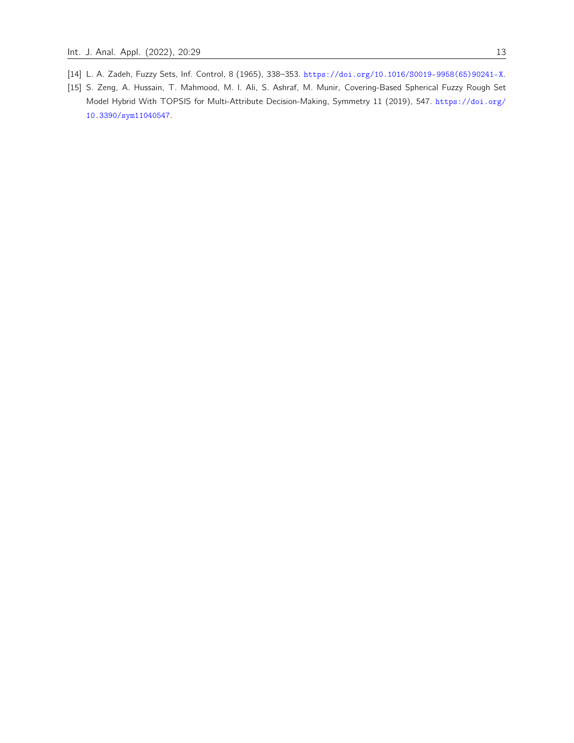[14] L. A. Zadeh, Fuzzy Sets, Inf. Control, 8 (1965), 338–353. https://doi.org/10.1016/S0019-9958(65)90241-X.

[15] S. Zeng, A. Hussain, T. Mahmood, M. I. Ali, S. Ashraf, M. Munir, Covering-Based Spherical Fuzzy Rough Set Model Hybrid With TOPSIS for Multi-Attribute Decision-Making, Symmetry 11 (2019), 547. https://doi.org/10.3390/sym11040547.